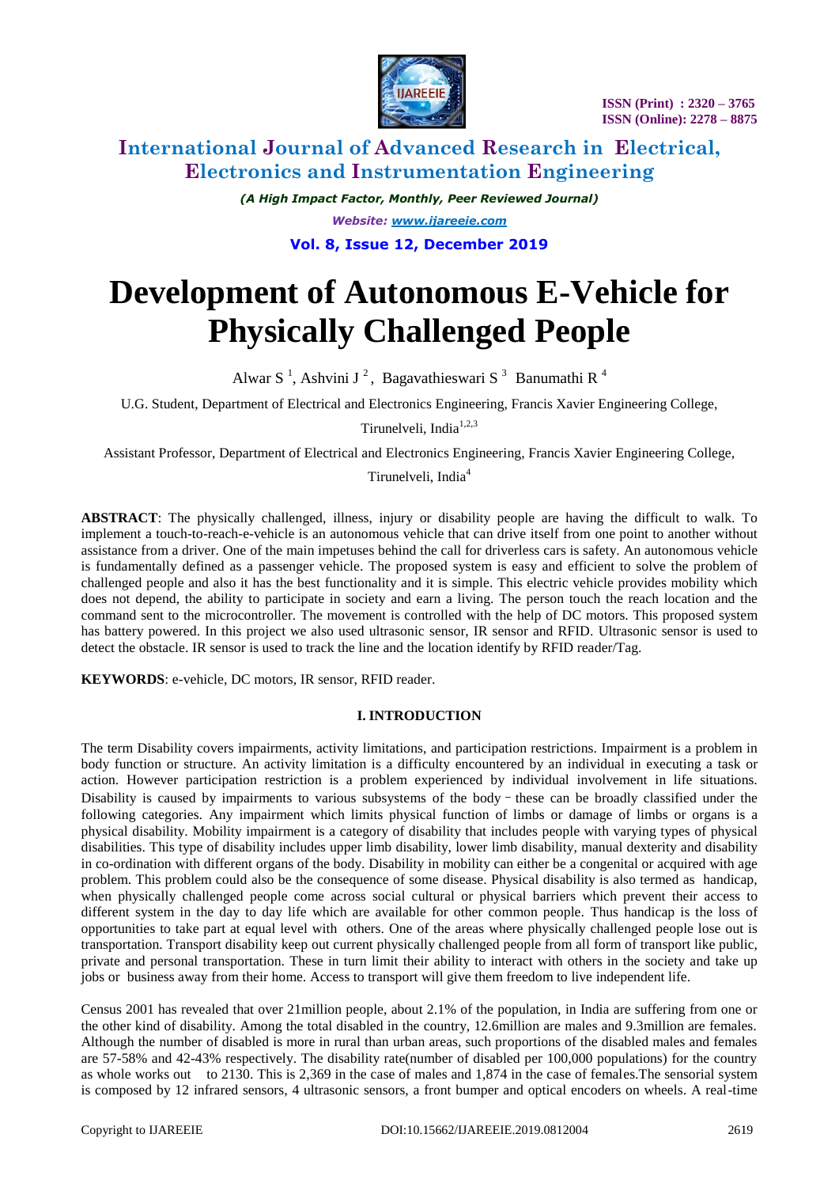# Development of Autonomous E-Vehicle for Physically Challenged People

Alwar S [1], Ashvini J [2], Bagavathieswari S [3] Banumathi R [4]

U.G. Student, Department of Electrical and Electronics Engineering, Francis Xavier Engineering College, Tirunelveli, India[1,2,3]

Assistant Professor, Department of Electrical and Electronics Engineering, Francis Xavier Engineering College, Tirunelveli, India[4]

**ABSTRACT**: The physically challenged, illness, injury or disability people are having the difficult to walk. To implement a touch-to-reach-e-vehicle is an autonomous vehicle that can drive itself from one point to another without assistance from a driver. One of the main impetuses behind the call for driverless cars is safety. An autonomous vehicle is fundamentally defined as a passenger vehicle. The proposed system is easy and efficient to solve the problem of challenged people and also it has the best functionality and it is simple. This electric vehicle provides mobility which does not depend, the ability to participate in society and earn a living. The person touch the reach location and the command sent to the microcontroller. The movement is controlled with the help of DC motors. This proposed system has battery powered. In this project we also used ultrasonic sensor, IR sensor and RFID. Ultrasonic sensor is used to detect the obstacle. IR sensor is used to track the line and the location identify by RFID reader/Tag.

**KEYWORDS**: e-vehicle, DC motors, IR sensor, RFID reader.

## I. INTRODUCTION

The term Disability covers impairments, activity limitations, and participation restrictions. Impairment is a problem in body function or structure. An activity limitation is a difficulty encountered by an individual in executing a task or action. However participation restriction is a problem experienced by individual involvement in life situations. Disability is caused by impairments to various subsystems of the body‑ these can be broadly classified under the following categories. Any impairment which limits physical function of limbs or damage of limbs or organs is a physical disability. Mobility impairment is a category of disability that includes people with varying types of physical disabilities. This type of disability includes upper limb disability, lower limb disability, manual dexterity and disability in co-ordination with different organs of the body. Disability in mobility can either be a congenital or acquired with age problem. This problem could also be the consequence of some disease. Physical disability is also termed as handicap, when physically challenged people come across social cultural or physical barriers which prevent their access to different system in the day to day life which are available for other common people. Thus handicap is the loss of opportunities to take part at equal level with others. One of the areas where physically challenged people lose out is transportation. Transport disability keep out current physically challenged people from all form of transport like public, private and personal transportation. These in turn limit their ability to interact with others in the society and take up jobs or business away from their home. Access to transport will give them freedom to live independent life.

Census 2001 has revealed that over 21million people, about 2.1% of the population, in India are suffering from one or the other kind of disability. Among the total disabled in the country, 12.6million are males and 9.3million are females. Although the number of disabled is more in rural than urban areas, such proportions of the disabled males and females are 57-58% and 42-43% respectively. The disability rate(number of disabled per 100,000 populations) for the country as whole works out to 2130. This is 2,369 in the case of males and 1,874 in the case of females.The sensorial system is composed by 12 infrared sensors, 4 ultrasonic sensors, a front bumper and optical encoders on wheels. A real-time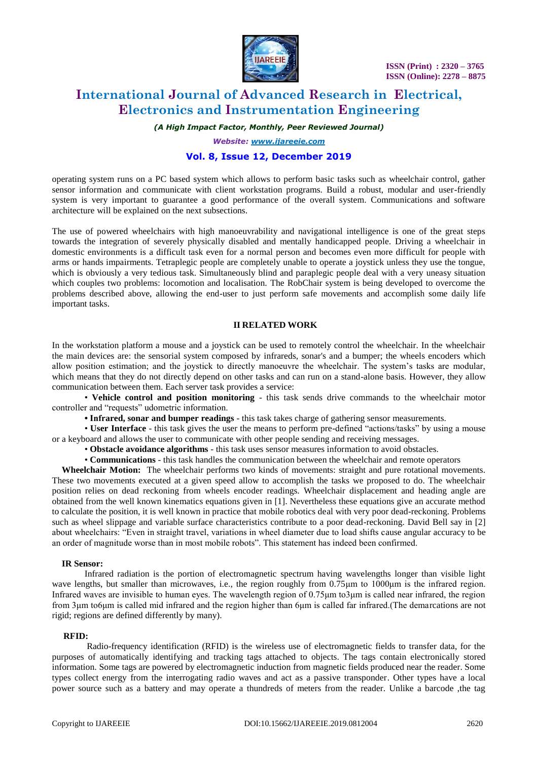operating system runs on a PC based system which allows to perform basic tasks such as wheelchair control, gather sensor information and communicate with client workstation programs. Build a robust, modular and user-friendly system is very important to guarantee a good performance of the overall system. Communications and software architecture will be explained on the next subsections.

The use of powered wheelchairs with high manoeuvrability and navigational intelligence is one of the great steps towards the integration of severely physically disabled and mentally handicapped people. Driving a wheelchair in domestic environments is a difficult task even for a normal person and becomes even more difficult for people with arms or hands impairments. Tetraplegic people are completely unable to operate a joystick unless they use the tongue, which is obviously a very tedious task. Simultaneously blind and paraplegic people deal with a very uneasy situation which couples two problems: locomotion and localisation. The RobChair system is being developed to overcome the problems described above, allowing the end-user to just perform safe movements and accomplish some daily life important tasks.

## II RELATED WORK

In the workstation platform a mouse and a joystick can be used to remotely control the wheelchair. In the wheelchair the main devices are: the sensorial system composed by infrareds, sonar's and a bumper; the wheels encoders which allow position estimation; and the joystick to directly manoeuvre the wheelchair. The system's tasks are modular, which means that they do not directly depend on other tasks and can run on a stand-alone basis. However, they allow communication between them. Each server task provides a service:

- **Vehicle control and position monitoring** - this task sends drive commands to the wheelchair motor controller and "requests" udometric information.
- **Infrared, sonar and bumper readings** - this task takes charge of gathering sensor measurements.
- **User Interface** - this task gives the user the means to perform pre-defined "actions/tasks" by using a mouse or a keyboard and allows the user to communicate with other people sending and receiving messages.
- **Obstacle avoidance algorithms** - this task uses sensor measures information to avoid obstacles.
- **Communications** - this task handles the communication between the wheelchair and remote operators

**Wheelchair Motion:** The wheelchair performs two kinds of movements: straight and pure rotational movements. These two movements executed at a given speed allow to accomplish the tasks we proposed to do. The wheelchair position relies on dead reckoning from wheels encoder readings. Wheelchair displacement and heading angle are obtained from the well known kinematics equations given in [1]. Nevertheless these equations give an accurate method to calculate the position, it is well known in practice that mobile robotics deal with very poor dead-reckoning. Problems such as wheel slippage and variable surface characteristics contribute to a poor dead-reckoning. David Bell say in [2] about wheelchairs: "Even in straight travel, variations in wheel diameter due to load shifts cause angular accuracy to be an order of magnitude worse than in most mobile robots". This statement has indeed been confirmed.

**IR Sensor:**

Infrared radiation is the portion of electromagnetic spectrum having wavelengths longer than visible light wave lengths, but smaller than microwaves, i.e., the region roughly from 0.75μm to 1000μm is the infrared region. Infrared waves are invisible to human eyes. The wavelength region of 0.75μm to3μm is called near infrared, the region from 3μm to6μm is called mid infrared and the region higher than 6μm is called far infrared.(The demarcations are not rigid; regions are defined differently by many).

**RFID:**

Radio-frequency identification (RFID) is the wireless use of electromagnetic fields to transfer data, for the purposes of automatically identifying and tracking tags attached to objects. The tags contain electronically stored information. Some tags are powered by electromagnetic induction from magnetic fields produced near the reader. Some types collect energy from the interrogating radio waves and act as a passive transponder. Other types have a local power source such as a battery and may operate a thundreds of meters from the reader. Unlike a barcode ,the tag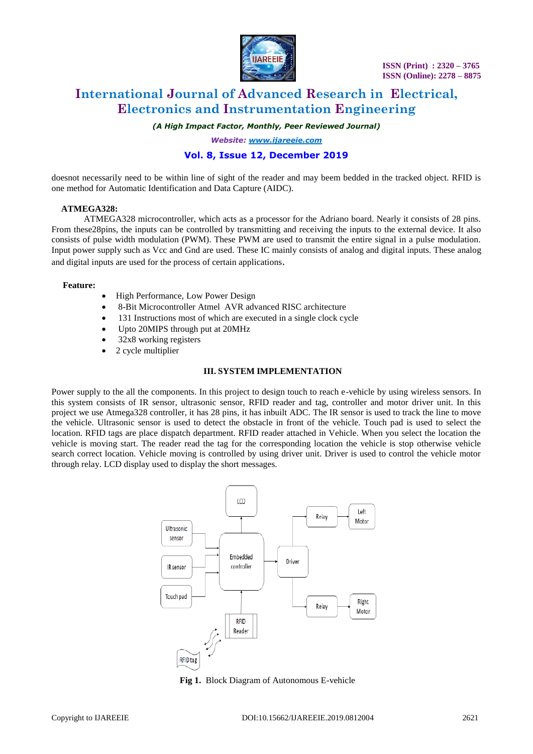doesnot necessarily need to be within line of sight of the reader and may beem bedded in the tracked object. RFID is one method for Automatic Identification and Data Capture (AIDC).

**ATMEGA328:**

ATMEGA328 microcontroller, which acts as a processor for the Adriano board. Nearly it consists of 28 pins. From these28pins, the inputs can be controlled by transmitting and receiving the inputs to the external device. It also consists of pulse width modulation (PWM). These PWM are used to transmit the entire signal in a pulse modulation. Input power supply such as Vcc and Gnd are used. These IC mainly consists of analog and digital inputs. These analog and digital inputs are used for the process of certain applications.

**Feature:**

- High Performance, Low Power Design
- 8-Bit Microcontroller Atmel AVR advanced RISC architecture
- 131 Instructions most of which are executed in a single clock cycle
- Upto 20MIPS through put at 20MHz
- 32x8 working registers
- 2 cycle multiplier

## III. SYSTEM IMPLEMENTATION

Power supply to the all the components. In this project to design touch to reach e-vehicle by using wireless sensors. In this system consists of IR sensor, ultrasonic sensor, RFID reader and tag, controller and motor driver unit. In this project we use Atmega328 controller, it has 28 pins, it has inbuilt ADC. The IR sensor is used to track the line to move the vehicle. Ultrasonic sensor is used to detect the obstacle in front of the vehicle. Touch pad is used to select the location. RFID tags are place dispatch department. RFID reader attached in Vehicle. When you select the location the vehicle is moving start. The reader read the tag for the corresponding location the vehicle is stop otherwise vehicle search correct location. Vehicle moving is controlled by using driver unit. Driver is used to control the vehicle motor through relay. LCD display used to display the short messages.

**Fig 1.** Block Diagram of Autonomous E-vehicle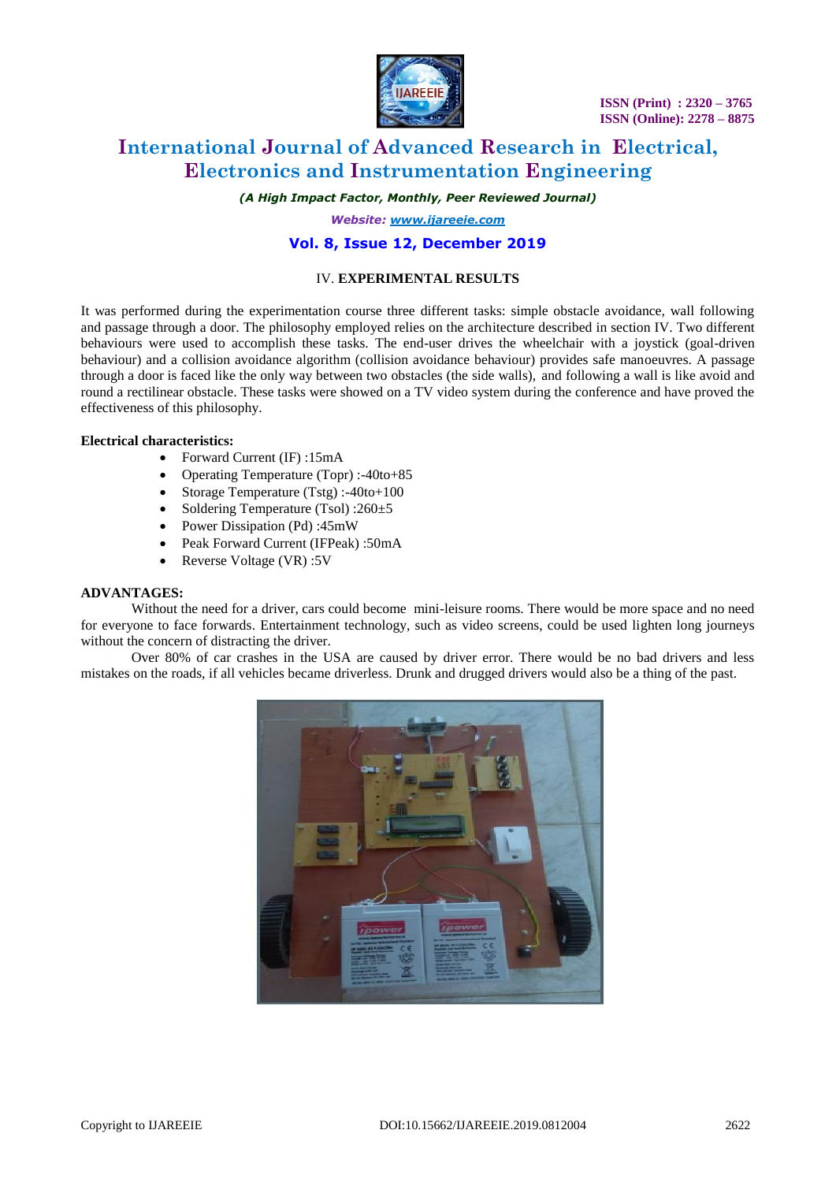## IV. EXPERIMENTAL RESULTS

It was performed during the experimentation course three different tasks: simple obstacle avoidance, wall following and passage through a door. The philosophy employed relies on the architecture described in section IV. Two different behaviours were used to accomplish these tasks. The end-user drives the wheelchair with a joystick (goal-driven behaviour) and a collision avoidance algorithm (collision avoidance behaviour) provides safe manoeuvres. A passage through a door is faced like the only way between two obstacles (the side walls), and following a wall is like avoid and round a rectilinear obstacle. These tasks were showed on a TV video system during the conference and have proved the effectiveness of this philosophy.

**Electrical characteristics:**

- Forward Current (IF) :15mA
- Operating Temperature (Topr) :-40to+85
- Storage Temperature (Tstg) :-40to+100
- Soldering Temperature (Tsol) :260±5
- Power Dissipation (Pd) :45mW
- Peak Forward Current (IFPeak) :50mA
- Reverse Voltage (VR) :5V

**ADVANTAGES:**

Without the need for a driver, cars could become mini-leisure rooms. There would be more space and no need for everyone to face forwards. Entertainment technology, such as video screens, could be used lighten long journeys without the concern of distracting the driver.

Over 80% of car crashes in the USA are caused by driver error. There would be no bad drivers and less mistakes on the roads, if all vehicles became driverless. Drunk and drugged drivers would also be a thing of the past.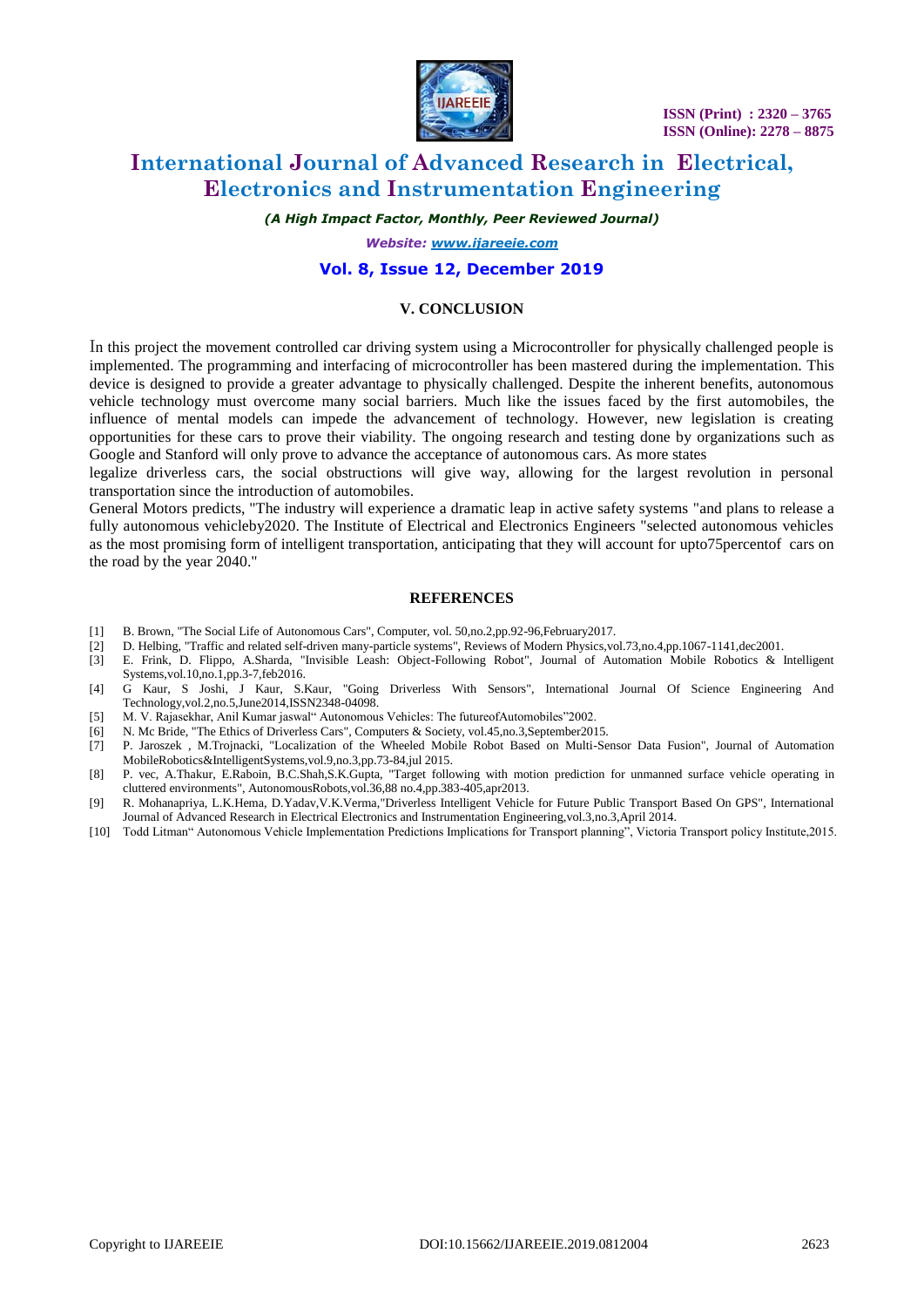## V. CONCLUSION

In this project the movement controlled car driving system using a Microcontroller for physically challenged people is implemented. The programming and interfacing of microcontroller has been mastered during the implementation. This device is designed to provide a greater advantage to physically challenged. Despite the inherent benefits, autonomous vehicle technology must overcome many social barriers. Much like the issues faced by the first automobiles, the influence of mental models can impede the advancement of technology. However, new legislation is creating opportunities for these cars to prove their viability. The ongoing research and testing done by organizations such as Google and Stanford will only prove to advance the acceptance of autonomous cars. As more states

legalize driverless cars, the social obstructions will give way, allowing for the largest revolution in personal transportation since the introduction of automobiles.

General Motors predicts, "The industry will experience a dramatic leap in active safety systems "and plans to release a fully autonomous vehicleby2020. The Institute of Electrical and Electronics Engineers "selected autonomous vehicles as the most promising form of intelligent transportation, anticipating that they will account for upto75percentof cars on the road by the year 2040."

## REFERENCES

[1] B. Brown, "The Social Life of Autonomous Cars", Computer, vol. 50,no.2,pp.92-96,February2017.

[2] D. Helbing, "Traffic and related self-driven many-particle systems", Reviews of Modern Physics,vol.73,no.4,pp.1067-1141,dec2001.

[3] E. Frink, D. Flippo, A.Sharda, "Invisible Leash: Object-Following Robot", Journal of Automation Mobile Robotics & Intelligent Systems,vol.10,no.1,pp.3-7,feb2016.

[4] G Kaur, S Joshi, J Kaur, S.Kaur, "Going Driverless With Sensors", International Journal Of Science Engineering And Technology,vol.2,no.5,June2014,ISSN2348-04098.

[5] M. V. Rajasekhar, Anil Kumar jaswal" Autonomous Vehicles: The futureofAutomobiles"2002.

[6] N. Mc Bride, "The Ethics of Driverless Cars", Computers & Society, vol.45,no.3,September2015.

[7] P. Jaroszek , M.Trojnacki, "Localization of the Wheeled Mobile Robot Based on Multi-Sensor Data Fusion", Journal of Automation MobileRobotics&IntelligentSystems,vol.9,no.3,pp.73-84,jul 2015.

[8] P. vec, A.Thakur, E.Raboin, B.C.Shah,S.K.Gupta, "Target following with motion prediction for unmanned surface vehicle operating in cluttered environments", AutonomousRobots,vol.36,88 no.4,pp.383-405,apr2013.

[9] R. Mohanapriya, L.K.Hema, D.Yadav,V.K.Verma,"Driverless Intelligent Vehicle for Future Public Transport Based On GPS", International Journal of Advanced Research in Electrical Electronics and Instrumentation Engineering,vol.3,no.3,April 2014.

[10] Todd Litman" Autonomous Vehicle Implementation Predictions Implications for Transport planning", Victoria Transport policy Institute,2015.